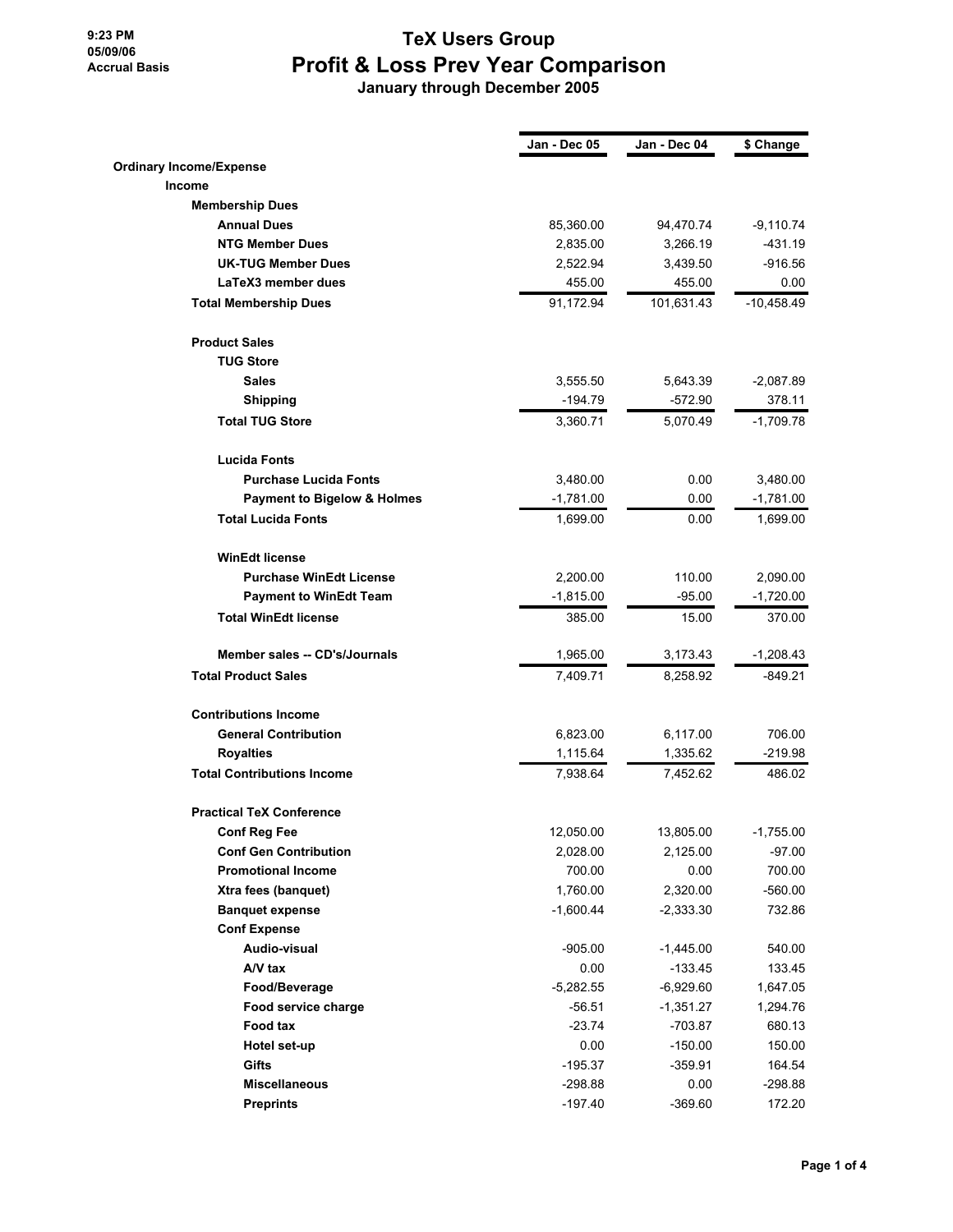9:23 PM
05/09/06
Accrual Basis

# TeX Users Group
## Profit & Loss Prev Year Comparison
### January through December 2005

| | Jan - Dec 05 | Jan - Dec 04 | $ Change |
|---|---|---|---|
| **Ordinary Income/Expense** | | | |
| **Income** | | | |
| **Membership Dues** | | | |
| **Annual Dues** | 85,360.00 | 94,470.74 | -9,110.74 |
| **NTG Member Dues** | 2,835.00 | 3,266.19 | -431.19 |
| **UK-TUG Member Dues** | 2,522.94 | 3,439.50 | -916.56 |
| **LaTeX3 member dues** | 455.00 | 455.00 | 0.00 |
| **Total Membership Dues** | 91,172.94 | 101,631.43 | -10,458.49 |
| **Product Sales** | | | |
| **TUG Store** | | | |
| **Sales** | 3,555.50 | 5,643.39 | -2,087.89 |
| **Shipping** | -194.79 | -572.90 | 378.11 |
| **Total TUG Store** | 3,360.71 | 5,070.49 | -1,709.78 |
| **Lucida Fonts** | | | |
| **Purchase Lucida Fonts** | 3,480.00 | 0.00 | 3,480.00 |
| **Payment to Bigelow & Holmes** | -1,781.00 | 0.00 | -1,781.00 |
| **Total Lucida Fonts** | 1,699.00 | 0.00 | 1,699.00 |
| **WinEdt license** | | | |
| **Purchase WinEdt License** | 2,200.00 | 110.00 | 2,090.00 |
| **Payment to WinEdt Team** | -1,815.00 | -95.00 | -1,720.00 |
| **Total WinEdt license** | 385.00 | 15.00 | 370.00 |
| **Member sales -- CD's/Journals** | 1,965.00 | 3,173.43 | -1,208.43 |
| **Total Product Sales** | 7,409.71 | 8,258.92 | -849.21 |
| **Contributions Income** | | | |
| **General Contribution** | 6,823.00 | 6,117.00 | 706.00 |
| **Royalties** | 1,115.64 | 1,335.62 | -219.98 |
| **Total Contributions Income** | 7,938.64 | 7,452.62 | 486.02 |
| **Practical TeX Conference** | | | |
| **Conf Reg Fee** | 12,050.00 | 13,805.00 | -1,755.00 |
| **Conf Gen Contribution** | 2,028.00 | 2,125.00 | -97.00 |
| **Promotional Income** | 700.00 | 0.00 | 700.00 |
| **Xtra fees (banquet)** | 1,760.00 | 2,320.00 | -560.00 |
| **Banquet expense** | -1,600.44 | -2,333.30 | 732.86 |
| **Conf Expense** | | | |
| **Audio-visual** | -905.00 | -1,445.00 | 540.00 |
| **A/V tax** | 0.00 | -133.45 | 133.45 |
| **Food/Beverage** | -5,282.55 | -6,929.60 | 1,647.05 |
| **Food service charge** | -56.51 | -1,351.27 | 1,294.76 |
| **Food tax** | -23.74 | -703.87 | 680.13 |
| **Hotel set-up** | 0.00 | -150.00 | 150.00 |
| **Gifts** | -195.37 | -359.91 | 164.54 |
| **Miscellaneous** | -298.88 | 0.00 | -298.88 |
| **Preprints** | -197.40 | -369.60 | 172.20 |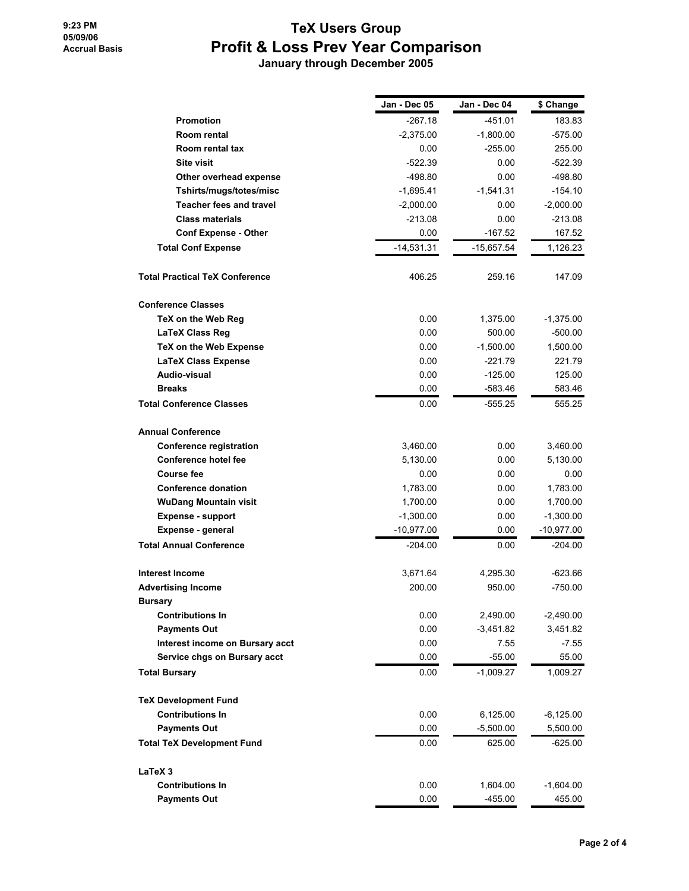# TeX Users Group

## Profit & Loss Prev Year Comparison

### January through December 2005

9:23 PM
05/09/06
Accrual Basis

| | Jan - Dec 05 | Jan - Dec 04 | $ Change |
|---|---|---|---|
| **Promotion** | -267.18 | -451.01 | 183.83 |
| **Room rental** | -2,375.00 | -1,800.00 | -575.00 |
| **Room rental tax** | 0.00 | -255.00 | 255.00 |
| **Site visit** | -522.39 | 0.00 | -522.39 |
| **Other overhead expense** | -498.80 | 0.00 | -498.80 |
| **Tshirts/mugs/totes/misc** | -1,695.41 | -1,541.31 | -154.10 |
| **Teacher fees and travel** | -2,000.00 | 0.00 | -2,000.00 |
| **Class materials** | -213.08 | 0.00 | -213.08 |
| **Conf Expense - Other** | 0.00 | -167.52 | 167.52 |
| **Total Conf Expense** | -14,531.31 | -15,657.54 | 1,126.23 |
| **Total Practical TeX Conference** | 406.25 | 259.16 | 147.09 |
| **Conference Classes** | | | |
| **TeX on the Web Reg** | 0.00 | 1,375.00 | -1,375.00 |
| **LaTeX Class Reg** | 0.00 | 500.00 | -500.00 |
| **TeX on the Web Expense** | 0.00 | -1,500.00 | 1,500.00 |
| **LaTeX Class Expense** | 0.00 | -221.79 | 221.79 |
| **Audio-visual** | 0.00 | -125.00 | 125.00 |
| **Breaks** | 0.00 | -583.46 | 583.46 |
| **Total Conference Classes** | 0.00 | -555.25 | 555.25 |
| **Annual Conference** | | | |
| **Conference registration** | 3,460.00 | 0.00 | 3,460.00 |
| **Conference hotel fee** | 5,130.00 | 0.00 | 5,130.00 |
| **Course fee** | 0.00 | 0.00 | 0.00 |
| **Conference donation** | 1,783.00 | 0.00 | 1,783.00 |
| **WuDang Mountain visit** | 1,700.00 | 0.00 | 1,700.00 |
| **Expense - support** | -1,300.00 | 0.00 | -1,300.00 |
| **Expense - general** | -10,977.00 | 0.00 | -10,977.00 |
| **Total Annual Conference** | -204.00 | 0.00 | -204.00 |
| **Interest Income** | 3,671.64 | 4,295.30 | -623.66 |
| **Advertising Income** | 200.00 | 950.00 | -750.00 |
| **Bursary** | | | |
| **Contributions In** | 0.00 | 2,490.00 | -2,490.00 |
| **Payments Out** | 0.00 | -3,451.82 | 3,451.82 |
| **Interest income on Bursary acct** | 0.00 | 7.55 | -7.55 |
| **Service chgs on Bursary acct** | 0.00 | -55.00 | 55.00 |
| **Total Bursary** | 0.00 | -1,009.27 | 1,009.27 |
| **TeX Development Fund** | | | |
| **Contributions In** | 0.00 | 6,125.00 | -6,125.00 |
| **Payments Out** | 0.00 | -5,500.00 | 5,500.00 |
| **Total TeX Development Fund** | 0.00 | 625.00 | -625.00 |
| **LaTeX 3** | | | |
| **Contributions In** | 0.00 | 1,604.00 | -1,604.00 |
| **Payments Out** | 0.00 | -455.00 | 455.00 |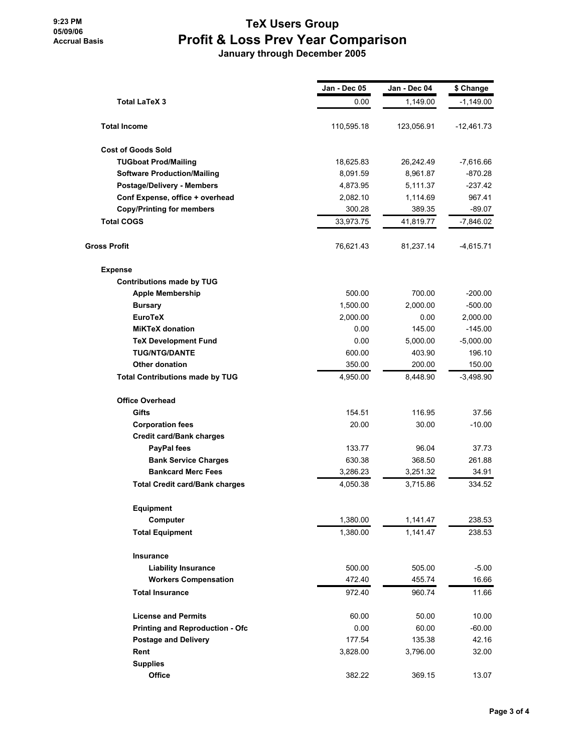# TeX Users Group

## Profit & Loss Prev Year Comparison

### January through December 2005

9:23 PM
05/09/06
Accrual Basis

| | Jan - Dec 05 | Jan - Dec 04 | $ Change |
|---|---|---|---|
| **Total LaTeX 3** | 0.00 | 1,149.00 | -1,149.00 |
| **Total Income** | 110,595.18 | 123,056.91 | -12,461.73 |
| **Cost of Goods Sold** | | | |
| **TUGboat Prod/Mailing** | 18,625.83 | 26,242.49 | -7,616.66 |
| **Software Production/Mailing** | 8,091.59 | 8,961.87 | -870.28 |
| **Postage/Delivery - Members** | 4,873.95 | 5,111.37 | -237.42 |
| **Conf Expense, office + overhead** | 2,082.10 | 1,114.69 | 967.41 |
| **Copy/Printing for members** | 300.28 | 389.35 | -89.07 |
| **Total COGS** | 33,973.75 | 41,819.77 | -7,846.02 |
| **Gross Profit** | 76,621.43 | 81,237.14 | -4,615.71 |
| **Expense** | | | |
| **Contributions made by TUG** | | | |
| **Apple Membership** | 500.00 | 700.00 | -200.00 |
| **Bursary** | 1,500.00 | 2,000.00 | -500.00 |
| **EuroTeX** | 2,000.00 | 0.00 | 2,000.00 |
| **MiKTeX donation** | 0.00 | 145.00 | -145.00 |
| **TeX Development Fund** | 0.00 | 5,000.00 | -5,000.00 |
| **TUG/NTG/DANTE** | 600.00 | 403.90 | 196.10 |
| **Other donation** | 350.00 | 200.00 | 150.00 |
| **Total Contributions made by TUG** | 4,950.00 | 8,448.90 | -3,498.90 |
| **Office Overhead** | | | |
| **Gifts** | 154.51 | 116.95 | 37.56 |
| **Corporation fees** | 20.00 | 30.00 | -10.00 |
| **Credit card/Bank charges** | | | |
| **PayPal fees** | 133.77 | 96.04 | 37.73 |
| **Bank Service Charges** | 630.38 | 368.50 | 261.88 |
| **Bankcard Merc Fees** | 3,286.23 | 3,251.32 | 34.91 |
| **Total Credit card/Bank charges** | 4,050.38 | 3,715.86 | 334.52 |
| **Equipment** | | | |
| **Computer** | 1,380.00 | 1,141.47 | 238.53 |
| **Total Equipment** | 1,380.00 | 1,141.47 | 238.53 |
| **Insurance** | | | |
| **Liability Insurance** | 500.00 | 505.00 | -5.00 |
| **Workers Compensation** | 472.40 | 455.74 | 16.66 |
| **Total Insurance** | 972.40 | 960.74 | 11.66 |
| **License and Permits** | 60.00 | 50.00 | 10.00 |
| **Printing and Reproduction - Ofc** | 0.00 | 60.00 | -60.00 |
| **Postage and Delivery** | 177.54 | 135.38 | 42.16 |
| **Rent** | 3,828.00 | 3,796.00 | 32.00 |
| **Supplies** | | | |
| **Office** | 382.22 | 369.15 | 13.07 |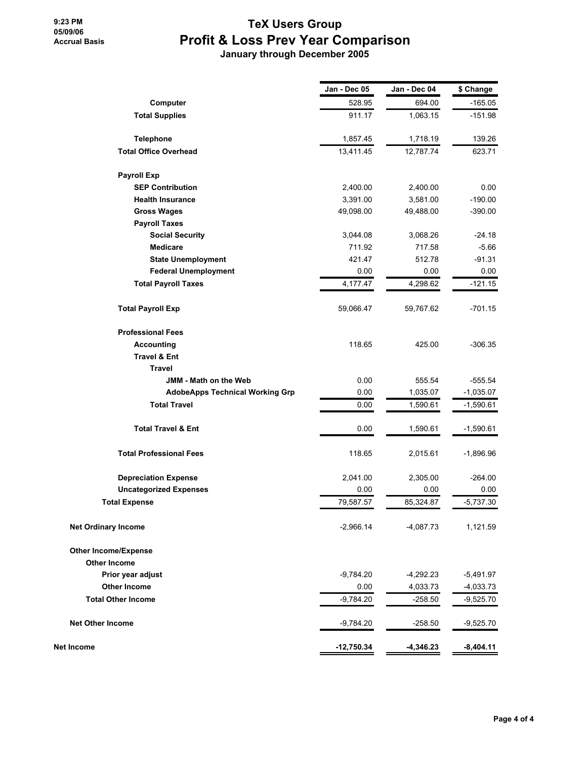9:23 PM
05/09/06
Accrual Basis

# TeX Users Group
## Profit & Loss Prev Year Comparison
### January through December 2005

| | Jan - Dec 05 | Jan - Dec 04 | $ Change |
|---|---|---|---|
| Computer | 528.95 | 694.00 | -165.05 |
| Total Supplies | 911.17 | 1,063.15 | -151.98 |
| Telephone | 1,857.45 | 1,718.19 | 139.26 |
| Total Office Overhead | 13,411.45 | 12,787.74 | 623.71 |
| Payroll Exp | | | |
| SEP Contribution | 2,400.00 | 2,400.00 | 0.00 |
| Health Insurance | 3,391.00 | 3,581.00 | -190.00 |
| Gross Wages | 49,098.00 | 49,488.00 | -390.00 |
| Payroll Taxes | | | |
| Social Security | 3,044.08 | 3,068.26 | -24.18 |
| Medicare | 711.92 | 717.58 | -5.66 |
| State Unemployment | 421.47 | 512.78 | -91.31 |
| Federal Unemployment | 0.00 | 0.00 | 0.00 |
| Total Payroll Taxes | 4,177.47 | 4,298.62 | -121.15 |
| Total Payroll Exp | 59,066.47 | 59,767.62 | -701.15 |
| Professional Fees | | | |
| Accounting | 118.65 | 425.00 | -306.35 |
| Travel & Ent | | | |
| Travel | | | |
| JMM - Math on the Web | 0.00 | 555.54 | -555.54 |
| AdobeApps Technical Working Grp | 0.00 | 1,035.07 | -1,035.07 |
| Total Travel | 0.00 | 1,590.61 | -1,590.61 |
| Total Travel & Ent | 0.00 | 1,590.61 | -1,590.61 |
| Total Professional Fees | 118.65 | 2,015.61 | -1,896.96 |
| Depreciation Expense | 2,041.00 | 2,305.00 | -264.00 |
| Uncategorized Expenses | 0.00 | 0.00 | 0.00 |
| Total Expense | 79,587.57 | 85,324.87 | -5,737.30 |
| Net Ordinary Income | -2,966.14 | -4,087.73 | 1,121.59 |
| Other Income/Expense | | | |
| Other Income | | | |
| Prior year adjust | -9,784.20 | -4,292.23 | -5,491.97 |
| Other Income | 0.00 | 4,033.73 | -4,033.73 |
| Total Other Income | -9,784.20 | -258.50 | -9,525.70 |
| Net Other Income | -9,784.20 | -258.50 | -9,525.70 |
| Net Income | -12,750.34 | -4,346.23 | -8,404.11 |